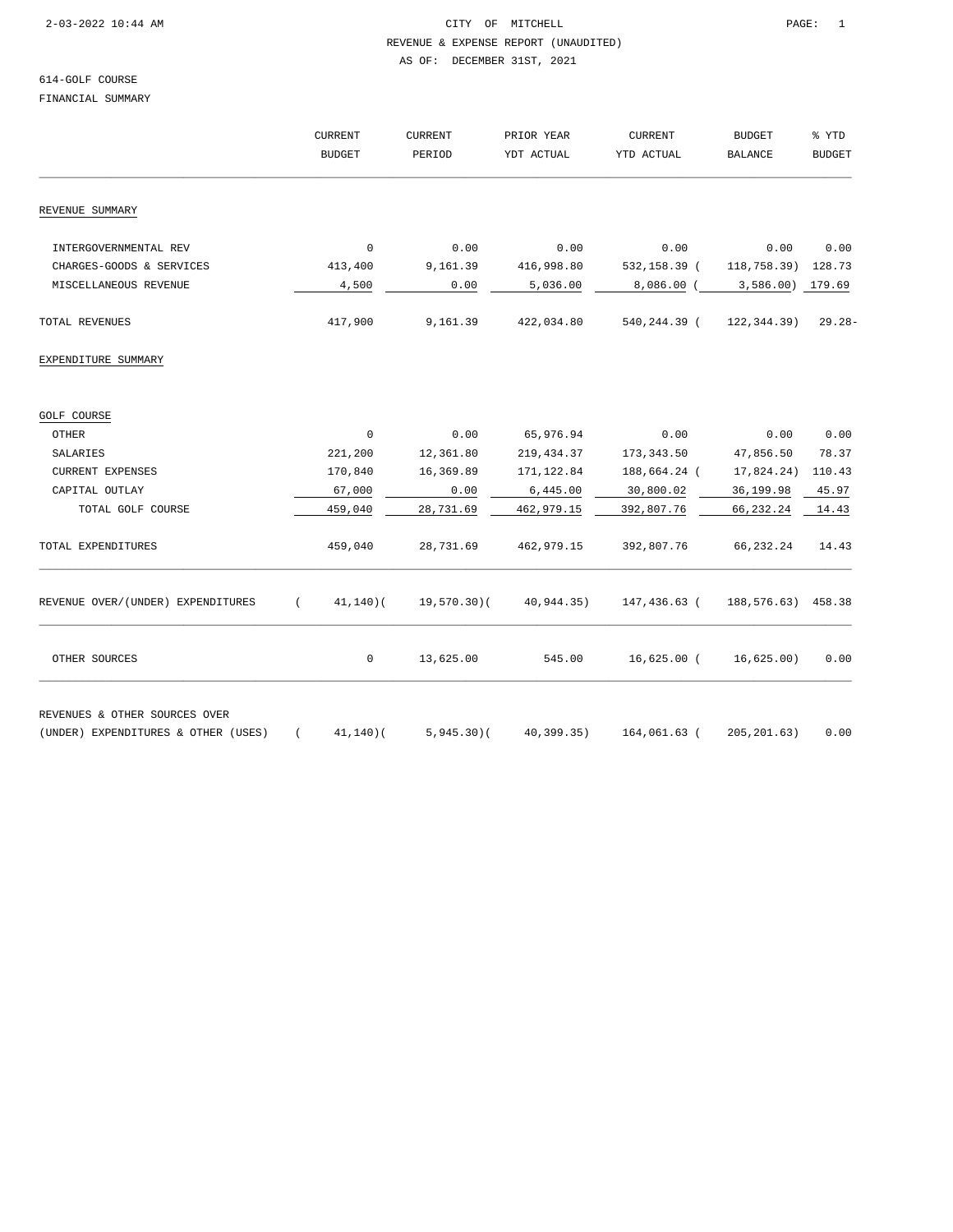CITY OF MITCHELL
REVENUE & EXPENSE REPORT (UNAUDITED)
AS OF: DECEMBER 31ST, 2021

614-GOLF COURSE
FINANCIAL SUMMARY

| | CURRENT BUDGET | CURRENT PERIOD | PRIOR YEAR YDT ACTUAL | CURRENT YTD ACTUAL | BUDGET BALANCE | % YTD BUDGET |
|---|---|---|---|---|---|---|
| REVENUE SUMMARY | | | | | | |
| INTERGOVERNMENTAL REV | 0 | 0.00 | 0.00 | 0.00 | 0.00 | 0.00 |
| CHARGES-GOODS & SERVICES | 413,400 | 9,161.39 | 416,998.80 | 532,158.39 | ( 118,758.39) | 128.73 |
| MISCELLANEOUS REVENUE | 4,500 | 0.00 | 5,036.00 | 8,086.00 | ( 3,586.00) | 179.69 |
| TOTAL REVENUES | 417,900 | 9,161.39 | 422,034.80 | 540,244.39 | ( 122,344.39) | 29.28- |
| EXPENDITURE SUMMARY | | | | | | |
| GOLF COURSE | | | | | | |
| OTHER | 0 | 0.00 | 65,976.94 | 0.00 | 0.00 | 0.00 |
| SALARIES | 221,200 | 12,361.80 | 219,434.37 | 173,343.50 | 47,856.50 | 78.37 |
| CURRENT EXPENSES | 170,840 | 16,369.89 | 171,122.84 | 188,664.24 | ( 17,824.24) | 110.43 |
| CAPITAL OUTLAY | 67,000 | 0.00 | 6,445.00 | 30,800.02 | 36,199.98 | 45.97 |
| TOTAL GOLF COURSE | 459,040 | 28,731.69 | 462,979.15 | 392,807.76 | 66,232.24 | 14.43 |
| TOTAL EXPENDITURES | 459,040 | 28,731.69 | 462,979.15 | 392,807.76 | 66,232.24 | 14.43 |
| REVENUE OVER/(UNDER) EXPENDITURES | ( 41,140) | ( 19,570.30) | ( 40,944.35) | 147,436.63 | ( 188,576.63) | 458.38 |
| OTHER SOURCES | 0 | 13,625.00 | 545.00 | 16,625.00 | ( 16,625.00) | 0.00 |
| REVENUES & OTHER SOURCES OVER (UNDER) EXPENDITURES & OTHER (USES) | ( 41,140) | ( 5,945.30) | ( 40,399.35) | 164,061.63 | ( 205,201.63) | 0.00 |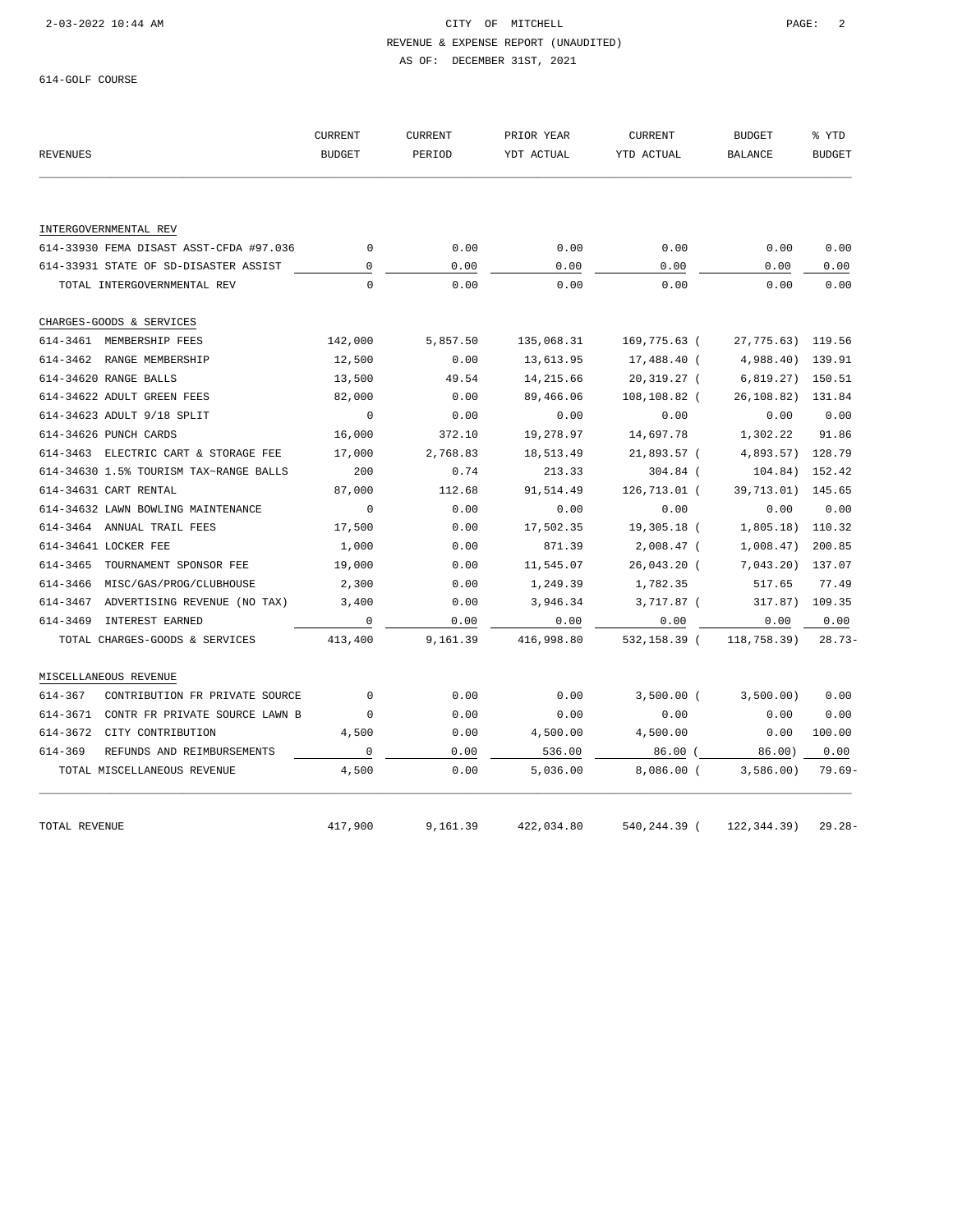614-GOLF COURSE

| REVENUES | CURRENT BUDGET | CURRENT PERIOD | PRIOR YEAR YDT ACTUAL | CURRENT YTD ACTUAL | BUDGET BALANCE | % YTD BUDGET |
|---|---|---|---|---|---|---|
| INTERGOVERNMENTAL REV | | | | | | |
| 614-33930 FEMA DISAST ASST-CFDA #97.036 | 0 | 0.00 | 0.00 | 0.00 | 0.00 | 0.00 |
| 614-33931 STATE OF SD-DISASTER ASSIST | 0 | 0.00 | 0.00 | 0.00 | 0.00 | 0.00 |
| TOTAL INTERGOVERNMENTAL REV | 0 | 0.00 | 0.00 | 0.00 | 0.00 | 0.00 |
| CHARGES-GOODS & SERVICES | | | | | | |
| 614-3461 MEMBERSHIP FEES | 142,000 | 5,857.50 | 135,068.31 | 169,775.63 | ( 27,775.63) | 119.56 |
| 614-3462 RANGE MEMBERSHIP | 12,500 | 0.00 | 13,613.95 | 17,488.40 | ( 4,988.40) | 139.91 |
| 614-34620 RANGE BALLS | 13,500 | 49.54 | 14,215.66 | 20,319.27 | ( 6,819.27) | 150.51 |
| 614-34622 ADULT GREEN FEES | 82,000 | 0.00 | 89,466.06 | 108,108.82 | ( 26,108.82) | 131.84 |
| 614-34623 ADULT 9/18 SPLIT | 0 | 0.00 | 0.00 | 0.00 | 0.00 | 0.00 |
| 614-34626 PUNCH CARDS | 16,000 | 372.10 | 19,278.97 | 14,697.78 | 1,302.22 | 91.86 |
| 614-3463 ELECTRIC CART & STORAGE FEE | 17,000 | 2,768.83 | 18,513.49 | 21,893.57 | ( 4,893.57) | 128.79 |
| 614-34630 1.5% TOURISM TAX-RANGE BALLS | 200 | 0.74 | 213.33 | 304.84 | ( 104.84) | 152.42 |
| 614-34631 CART RENTAL | 87,000 | 112.68 | 91,514.49 | 126,713.01 | ( 39,713.01) | 145.65 |
| 614-34632 LAWN BOWLING MAINTENANCE | 0 | 0.00 | 0.00 | 0.00 | 0.00 | 0.00 |
| 614-3464 ANNUAL TRAIL FEES | 17,500 | 0.00 | 17,502.35 | 19,305.18 | ( 1,805.18) | 110.32 |
| 614-34641 LOCKER FEE | 1,000 | 0.00 | 871.39 | 2,008.47 | ( 1,008.47) | 200.85 |
| 614-3465 TOURNAMENT SPONSOR FEE | 19,000 | 0.00 | 11,545.07 | 26,043.20 | ( 7,043.20) | 137.07 |
| 614-3466 MISC/GAS/PROG/CLUBHOUSE | 2,300 | 0.00 | 1,249.39 | 1,782.35 | 517.65 | 77.49 |
| 614-3467 ADVERTISING REVENUE (NO TAX) | 3,400 | 0.00 | 3,946.34 | 3,717.87 | ( 317.87) | 109.35 |
| 614-3469 INTEREST EARNED | 0 | 0.00 | 0.00 | 0.00 | 0.00 | 0.00 |
| TOTAL CHARGES-GOODS & SERVICES | 413,400 | 9,161.39 | 416,998.80 | 532,158.39 | ( 118,758.39) | 28.73- |
| MISCELLANEOUS REVENUE | | | | | | |
| 614-367 CONTRIBUTION FR PRIVATE SOURCE | 0 | 0.00 | 0.00 | 3,500.00 | ( 3,500.00) | 0.00 |
| 614-3671 CONTR FR PRIVATE SOURCE LAWN B | 0 | 0.00 | 0.00 | 0.00 | 0.00 | 0.00 |
| 614-3672 CITY CONTRIBUTION | 4,500 | 0.00 | 4,500.00 | 4,500.00 | 0.00 | 100.00 |
| 614-369 REFUNDS AND REIMBURSEMENTS | 0 | 0.00 | 536.00 | 86.00 | ( 86.00) | 0.00 |
| TOTAL MISCELLANEOUS REVENUE | 4,500 | 0.00 | 5,036.00 | 8,086.00 | ( 3,586.00) | 79.69- |
| TOTAL REVENUE | 417,900 | 9,161.39 | 422,034.80 | 540,244.39 | ( 122,344.39) | 29.28- |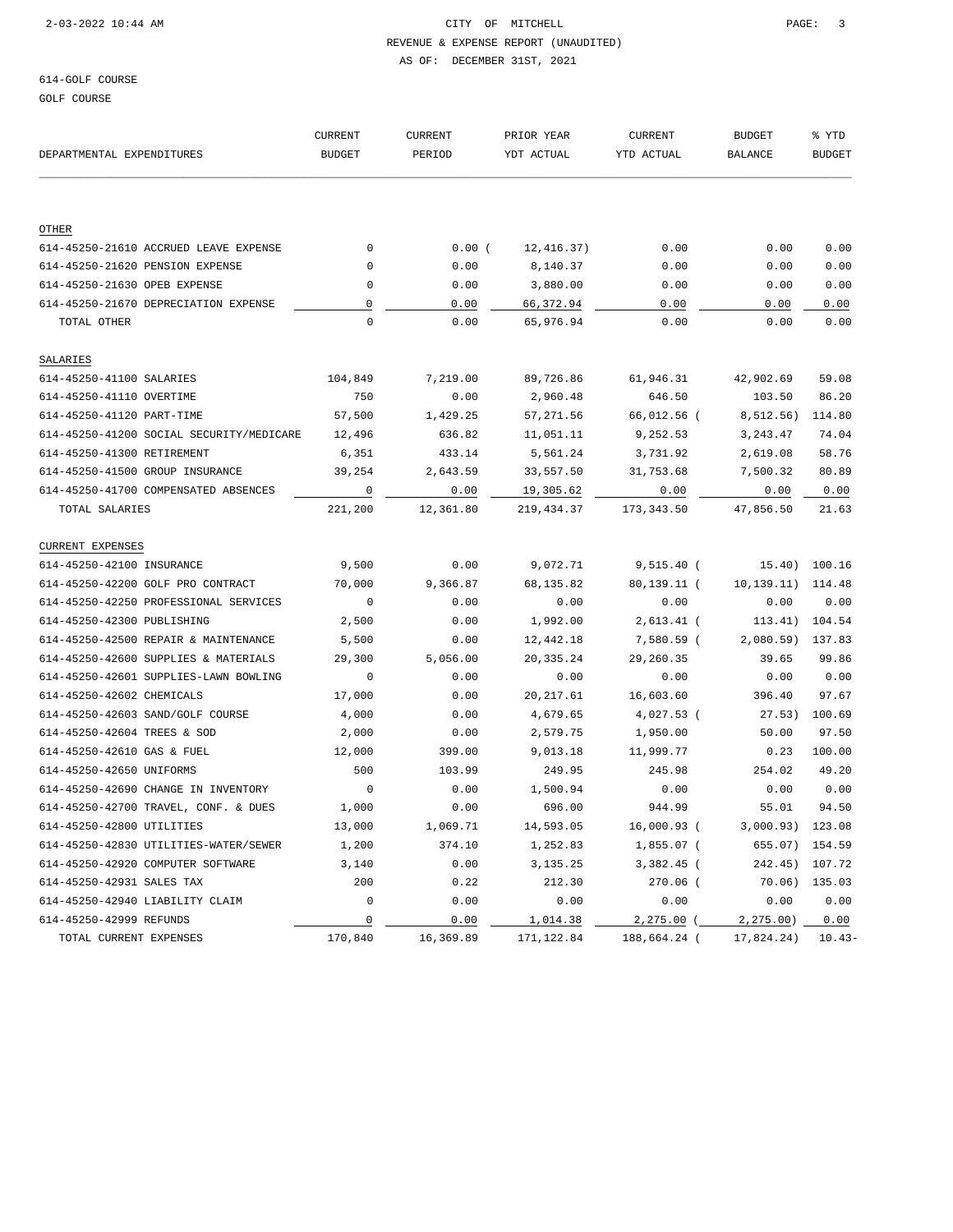614-GOLF COURSE

GOLF COURSE

| DEPARTMENTAL EXPENDITURES | CURRENT BUDGET | CURRENT PERIOD | PRIOR YEAR YDT ACTUAL | CURRENT YTD ACTUAL | BUDGET BALANCE | % YTD BUDGET |
|---|---|---|---|---|---|---|
| **OTHER** | | | | | | |
| 614-45250-21610 ACCRUED LEAVE EXPENSE | 0 | 0.00 | ( 12,416.37) | 0.00 | 0.00 | 0.00 |
| 614-45250-21620 PENSION EXPENSE | 0 | 0.00 | 8,140.37 | 0.00 | 0.00 | 0.00 |
| 614-45250-21630 OPEB EXPENSE | 0 | 0.00 | 3,880.00 | 0.00 | 0.00 | 0.00 |
| 614-45250-21670 DEPRECIATION EXPENSE | 0 | 0.00 | 66,372.94 | 0.00 | 0.00 | 0.00 |
| TOTAL OTHER | 0 | 0.00 | 65,976.94 | 0.00 | 0.00 | 0.00 |
| **SALARIES** | | | | | | |
| 614-45250-41100 SALARIES | 104,849 | 7,219.00 | 89,726.86 | 61,946.31 | 42,902.69 | 59.08 |
| 614-45250-41110 OVERTIME | 750 | 0.00 | 2,960.48 | 646.50 | 103.50 | 86.20 |
| 614-45250-41120 PART-TIME | 57,500 | 1,429.25 | 57,271.56 | 66,012.56 | ( 8,512.56) | 114.80 |
| 614-45250-41200 SOCIAL SECURITY/MEDICARE | 12,496 | 636.82 | 11,051.11 | 9,252.53 | 3,243.47 | 74.04 |
| 614-45250-41300 RETIREMENT | 6,351 | 433.14 | 5,561.24 | 3,731.92 | 2,619.08 | 58.76 |
| 614-45250-41500 GROUP INSURANCE | 39,254 | 2,643.59 | 33,557.50 | 31,753.68 | 7,500.32 | 80.89 |
| 614-45250-41700 COMPENSATED ABSENCES | 0 | 0.00 | 19,305.62 | 0.00 | 0.00 | 0.00 |
| TOTAL SALARIES | 221,200 | 12,361.80 | 219,434.37 | 173,343.50 | 47,856.50 | 21.63 |
| **CURRENT EXPENSES** | | | | | | |
| 614-45250-42100 INSURANCE | 9,500 | 0.00 | 9,072.71 | 9,515.40 | ( 15.40) | 100.16 |
| 614-45250-42200 GOLF PRO CONTRACT | 70,000 | 9,366.87 | 68,135.82 | 80,139.11 | ( 10,139.11) | 114.48 |
| 614-45250-42250 PROFESSIONAL SERVICES | 0 | 0.00 | 0.00 | 0.00 | 0.00 | 0.00 |
| 614-45250-42300 PUBLISHING | 2,500 | 0.00 | 1,992.00 | 2,613.41 | ( 113.41) | 104.54 |
| 614-45250-42500 REPAIR & MAINTENANCE | 5,500 | 0.00 | 12,442.18 | 7,580.59 | ( 2,080.59) | 137.83 |
| 614-45250-42600 SUPPLIES & MATERIALS | 29,300 | 5,056.00 | 20,335.24 | 29,260.35 | 39.65 | 99.86 |
| 614-45250-42601 SUPPLIES-LAWN BOWLING | 0 | 0.00 | 0.00 | 0.00 | 0.00 | 0.00 |
| 614-45250-42602 CHEMICALS | 17,000 | 0.00 | 20,217.61 | 16,603.60 | 396.40 | 97.67 |
| 614-45250-42603 SAND/GOLF COURSE | 4,000 | 0.00 | 4,679.65 | 4,027.53 | ( 27.53) | 100.69 |
| 614-45250-42604 TREES & SOD | 2,000 | 0.00 | 2,579.75 | 1,950.00 | 50.00 | 97.50 |
| 614-45250-42610 GAS & FUEL | 12,000 | 399.00 | 9,013.18 | 11,999.77 | 0.23 | 100.00 |
| 614-45250-42650 UNIFORMS | 500 | 103.99 | 249.95 | 245.98 | 254.02 | 49.20 |
| 614-45250-42690 CHANGE IN INVENTORY | 0 | 0.00 | 1,500.94 | 0.00 | 0.00 | 0.00 |
| 614-45250-42700 TRAVEL, CONF. & DUES | 1,000 | 0.00 | 696.00 | 944.99 | 55.01 | 94.50 |
| 614-45250-42800 UTILITIES | 13,000 | 1,069.71 | 14,593.05 | 16,000.93 | ( 3,000.93) | 123.08 |
| 614-45250-42830 UTILITIES-WATER/SEWER | 1,200 | 374.10 | 1,252.83 | 1,855.07 | ( 655.07) | 154.59 |
| 614-45250-42920 COMPUTER SOFTWARE | 3,140 | 0.00 | 3,135.25 | 3,382.45 | ( 242.45) | 107.72 |
| 614-45250-42931 SALES TAX | 200 | 0.22 | 212.30 | 270.06 | ( 70.06) | 135.03 |
| 614-45250-42940 LIABILITY CLAIM | 0 | 0.00 | 0.00 | 0.00 | 0.00 | 0.00 |
| 614-45250-42999 REFUNDS | 0 | 0.00 | 1,014.38 | 2,275.00 | ( 2,275.00) | 0.00 |
| TOTAL CURRENT EXPENSES | 170,840 | 16,369.89 | 171,122.84 | 188,664.24 | ( 17,824.24) | 10.43- |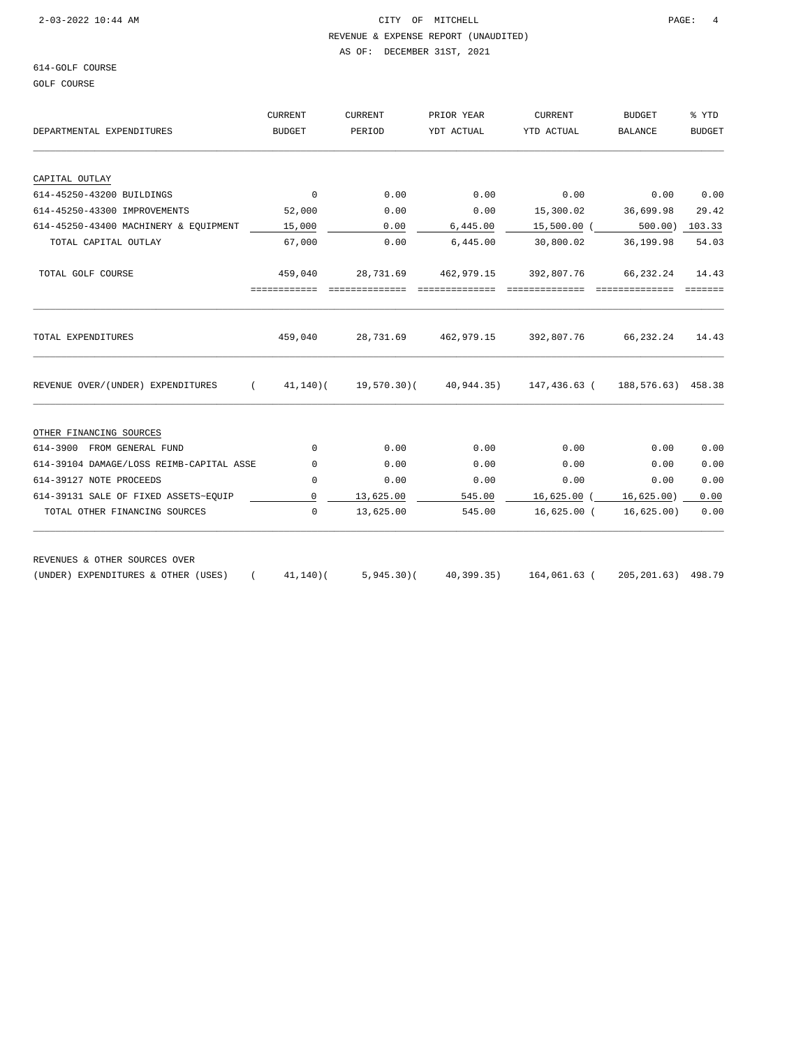CITY OF MITCHELL
REVENUE & EXPENSE REPORT (UNAUDITED)
AS OF: DECEMBER 31ST, 2021

614-GOLF COURSE
GOLF COURSE

| DEPARTMENTAL EXPENDITURES | CURRENT BUDGET | CURRENT PERIOD | PRIOR YEAR YDT ACTUAL | CURRENT YTD ACTUAL | BUDGET BALANCE | % YTD BUDGET |
|---|---|---|---|---|---|---|
| CAPITAL OUTLAY | | | | | | |
| 614-45250-43200 BUILDINGS | 0 | 0.00 | 0.00 | 0.00 | 0.00 | 0.00 |
| 614-45250-43300 IMPROVEMENTS | 52,000 | 0.00 | 0.00 | 15,300.02 | 36,699.98 | 29.42 |
| 614-45250-43400 MACHINERY & EQUIPMENT | 15,000 | 0.00 | 6,445.00 | 15,500.00 | ( 500.00) | 103.33 |
| TOTAL CAPITAL OUTLAY | 67,000 | 0.00 | 6,445.00 | 30,800.02 | 36,199.98 | 54.03 |
| TOTAL GOLF COURSE | 459,040 | 28,731.69 | 462,979.15 | 392,807.76 | 66,232.24 | 14.43 |
| TOTAL EXPENDITURES | 459,040 | 28,731.69 | 462,979.15 | 392,807.76 | 66,232.24 | 14.43 |
| REVENUE OVER/(UNDER) EXPENDITURES | ( 41,140) | ( 19,570.30) | ( 40,944.35) | 147,436.63 | ( 188,576.63) | 458.38 |
| OTHER FINANCING SOURCES | | | | | | |
| 614-3900 FROM GENERAL FUND | 0 | 0.00 | 0.00 | 0.00 | 0.00 | 0.00 |
| 614-39104 DAMAGE/LOSS REIMB-CAPITAL ASSE | 0 | 0.00 | 0.00 | 0.00 | 0.00 | 0.00 |
| 614-39127 NOTE PROCEEDS | 0 | 0.00 | 0.00 | 0.00 | 0.00 | 0.00 |
| 614-39131 SALE OF FIXED ASSETS-EQUIP | 0 | 13,625.00 | 545.00 | 16,625.00 | ( 16,625.00) | 0.00 |
| TOTAL OTHER FINANCING SOURCES | 0 | 13,625.00 | 545.00 | 16,625.00 | ( 16,625.00) | 0.00 |
| REVENUES & OTHER SOURCES OVER (UNDER) EXPENDITURES & OTHER (USES) | ( 41,140) | ( 5,945.30) | ( 40,399.35) | 164,061.63 | ( 205,201.63) | 498.79 |